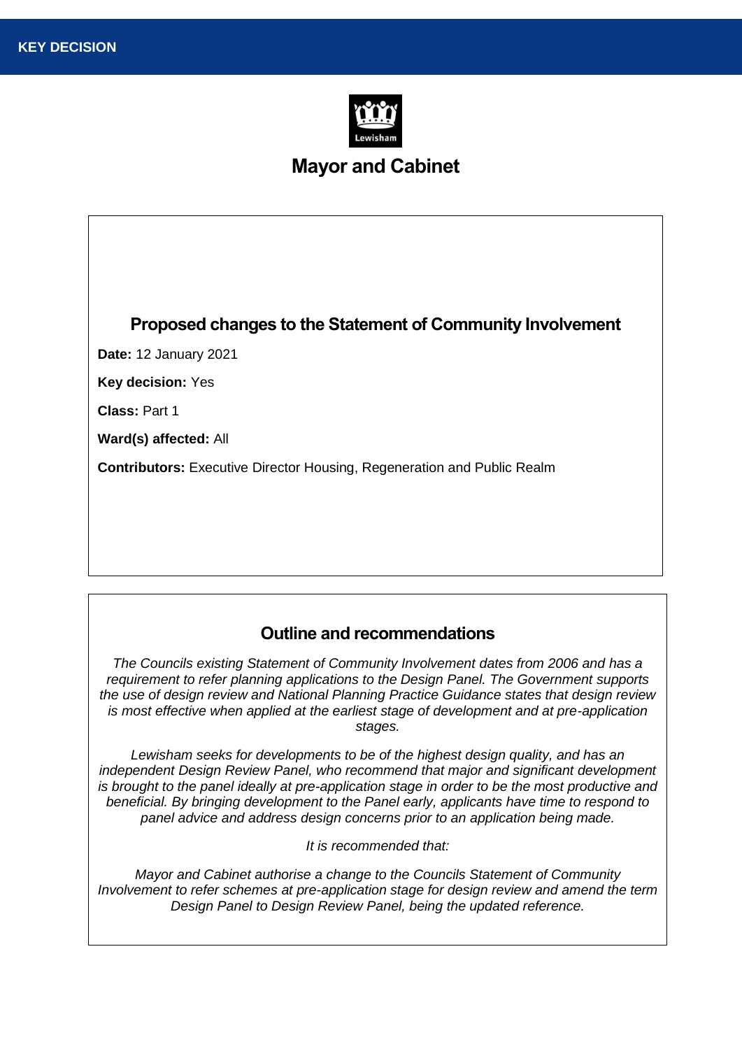**KEY DECISION**

Lewisham

# Mayor and Cabinet

## Proposed changes to the Statement of Community Involvement

**Date:** 12 January 2021

**Key decision:** Yes

**Class:** Part 1

**Ward(s) affected:** All

**Contributors:** Executive Director Housing, Regeneration and Public Realm

## Outline and recommendations

*The Councils existing Statement of Community Involvement dates from 2006 and has a requirement to refer planning applications to the Design Panel. The Government supports the use of design review and National Planning Practice Guidance states that design review is most effective when applied at the earliest stage of development and at pre-application stages.*

*Lewisham seeks for developments to be of the highest design quality, and has an independent Design Review Panel, who recommend that major and significant development is brought to the panel ideally at pre-application stage in order to be the most productive and beneficial. By bringing development to the Panel early, applicants have time to respond to panel advice and address design concerns prior to an application being made.*

*It is recommended that:*

*Mayor and Cabinet authorise a change to the Councils Statement of Community Involvement to refer schemes at pre-application stage for design review and amend the term Design Panel to Design Review Panel, being the updated reference.*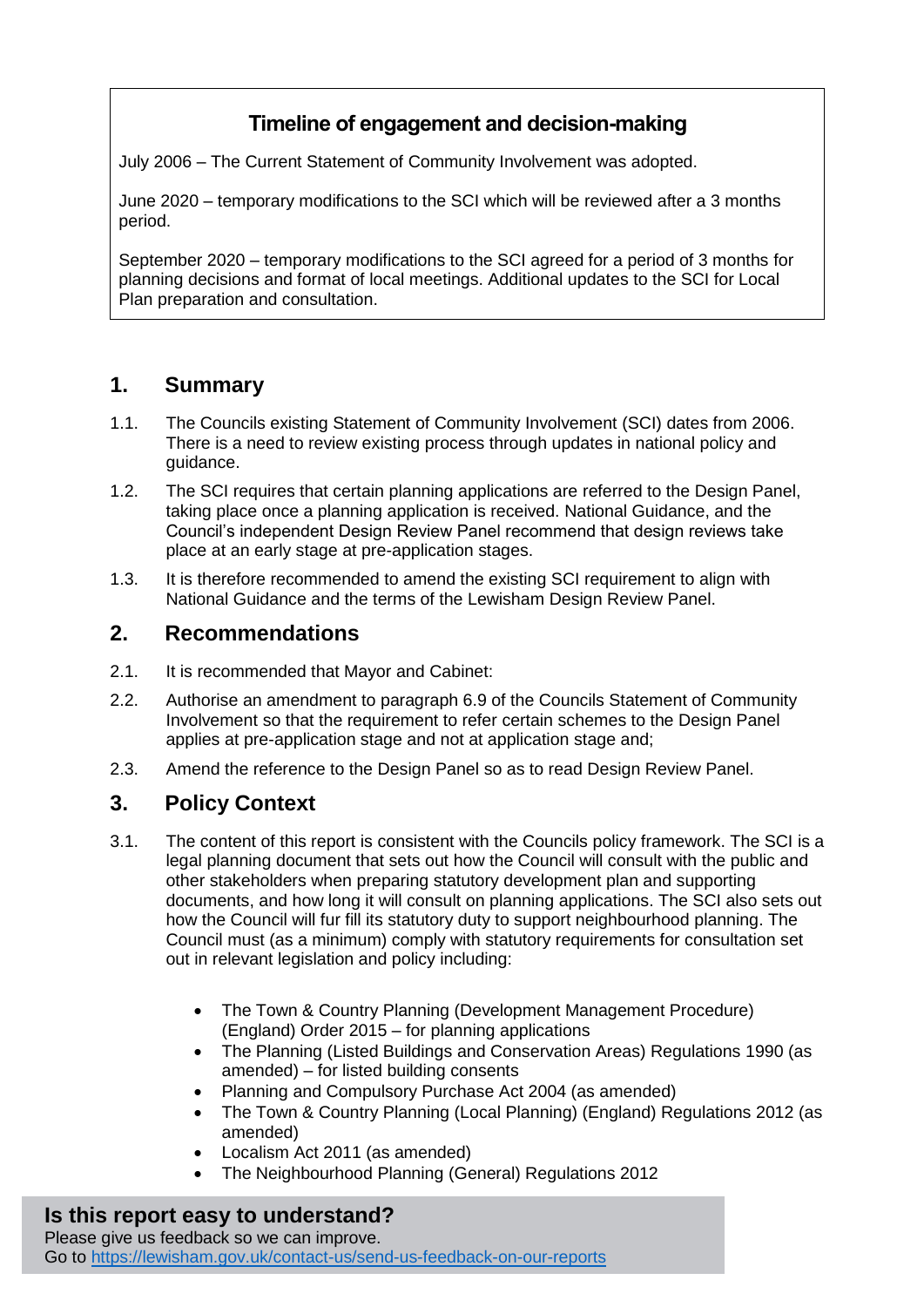### Timeline of engagement and decision-making

July 2006 – The Current Statement of Community Involvement was adopted.

June 2020 – temporary modifications to the SCI which will be reviewed after a 3 months period.

September 2020 – temporary modifications to the SCI agreed for a period of 3 months for planning decisions and format of local meetings. Additional updates to the SCI for Local Plan preparation and consultation.

## 1. Summary

1.1. The Councils existing Statement of Community Involvement (SCI) dates from 2006. There is a need to review existing process through updates in national policy and guidance.

1.2. The SCI requires that certain planning applications are referred to the Design Panel, taking place once a planning application is received. National Guidance, and the Council's independent Design Review Panel recommend that design reviews take place at an early stage at pre-application stages.

1.3. It is therefore recommended to amend the existing SCI requirement to align with National Guidance and the terms of the Lewisham Design Review Panel.

## 2. Recommendations

2.1. It is recommended that Mayor and Cabinet:

2.2. Authorise an amendment to paragraph 6.9 of the Councils Statement of Community Involvement so that the requirement to refer certain schemes to the Design Panel applies at pre-application stage and not at application stage and;

2.3. Amend the reference to the Design Panel so as to read Design Review Panel.

## 3. Policy Context

3.1. The content of this report is consistent with the Councils policy framework. The SCI is a legal planning document that sets out how the Council will consult with the public and other stakeholders when preparing statutory development plan and supporting documents, and how long it will consult on planning applications. The SCI also sets out how the Council will fur fill its statutory duty to support neighbourhood planning. The Council must (as a minimum) comply with statutory requirements for consultation set out in relevant legislation and policy including:

- The Town & Country Planning (Development Management Procedure) (England) Order 2015 – for planning applications
- The Planning (Listed Buildings and Conservation Areas) Regulations 1990 (as amended) – for listed building consents
- Planning and Compulsory Purchase Act 2004 (as amended)
- The Town & Country Planning (Local Planning) (England) Regulations 2012 (as amended)
- Localism Act 2011 (as amended)
- The Neighbourhood Planning (General) Regulations 2012

**Is this report easy to understand?**
Please give us feedback so we can improve.
Go to https://lewisham.gov.uk/contact-us/send-us-feedback-on-our-reports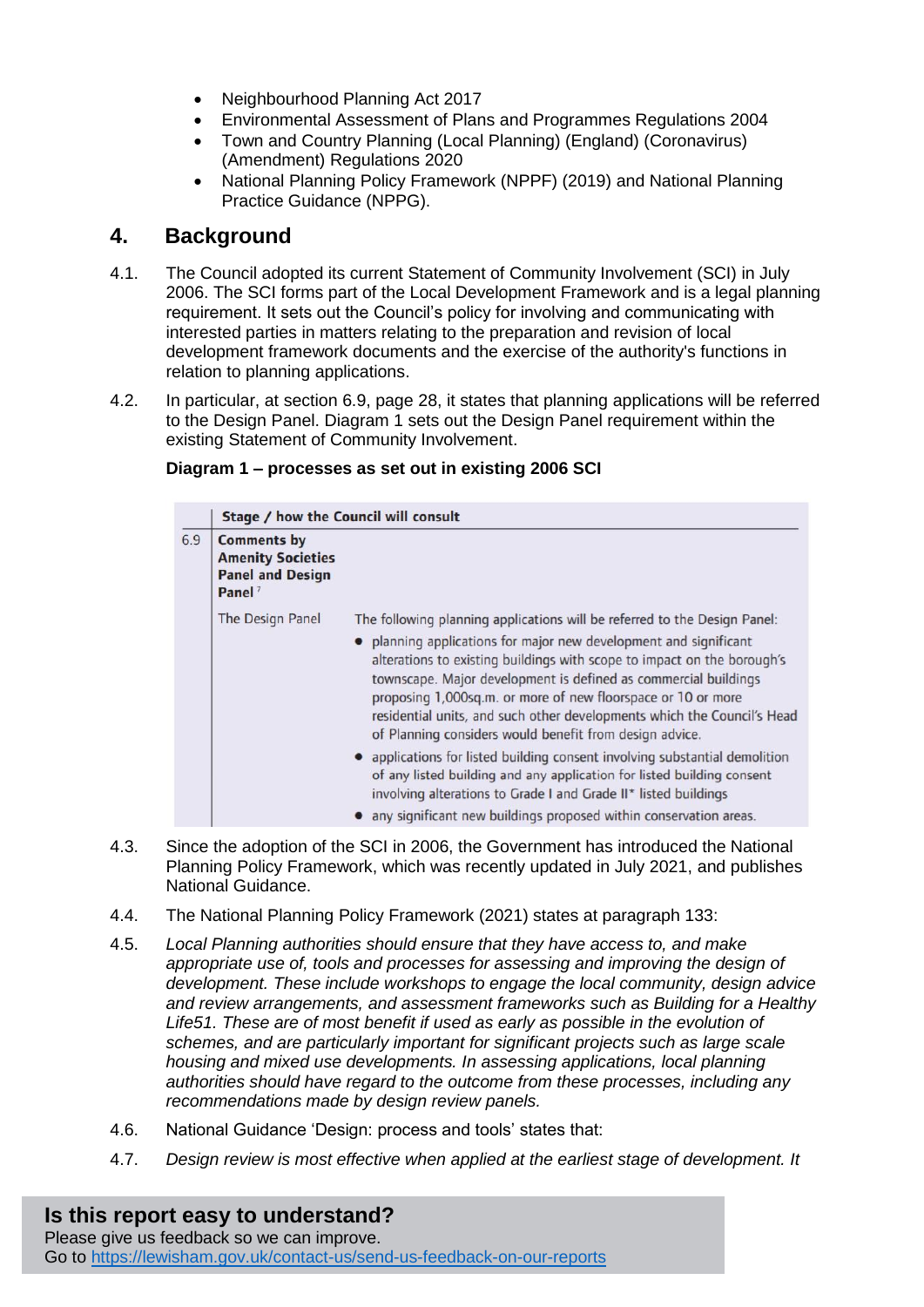- Neighbourhood Planning Act 2017
- Environmental Assessment of Plans and Programmes Regulations 2004
- Town and Country Planning (Local Planning) (England) (Coronavirus) (Amendment) Regulations 2020
- National Planning Policy Framework (NPPF) (2019) and National Planning Practice Guidance (NPPG).

## 4. Background

4.1. The Council adopted its current Statement of Community Involvement (SCI) in July 2006. The SCI forms part of the Local Development Framework and is a legal planning requirement. It sets out the Council's policy for involving and communicating with interested parties in matters relating to the preparation and revision of local development framework documents and the exercise of the authority's functions in relation to planning applications.

4.2. In particular, at section 6.9, page 28, it states that planning applications will be referred to the Design Panel. Diagram 1 sets out the Design Panel requirement within the existing Statement of Community Involvement.

**Diagram 1 – processes as set out in existing 2006 SCI**

| | Stage / how the Council will consult | |
|---|---|---|
| 6.9 | **Comments by Amenity Societies Panel and Design Panel**[7] | |
| | The Design Panel | The following planning applications will be referred to the Design Panel:<br>• planning applications for major new development and significant alterations to existing buildings with scope to impact on the borough's townscape. Major development is defined as commercial buildings proposing 1,000sq.m. or more of new floorspace or 10 or more residential units, and such other developments which the Council's Head of Planning considers would benefit from design advice.<br>• applications for listed building consent involving substantial demolition of any listed building and any application for listed building consent involving alterations to Grade I and Grade II* listed buildings<br>• any significant new buildings proposed within conservation areas. |

4.3. Since the adoption of the SCI in 2006, the Government has introduced the National Planning Policy Framework, which was recently updated in July 2021, and publishes National Guidance.

4.4. The National Planning Policy Framework (2021) states at paragraph 133:

4.5. *Local Planning authorities should ensure that they have access to, and make appropriate use of, tools and processes for assessing and improving the design of development. These include workshops to engage the local community, design advice and review arrangements, and assessment frameworks such as Building for a Healthy Life51. These are of most benefit if used as early as possible in the evolution of schemes, and are particularly important for significant projects such as large scale housing and mixed use developments. In assessing applications, local planning authorities should have regard to the outcome from these processes, including any recommendations made by design review panels.*

4.6. National Guidance 'Design: process and tools' states that:

4.7. *Design review is most effective when applied at the earliest stage of development. It*

**Is this report easy to understand?**
Please give us feedback so we can improve.
Go to [https://lewisham.gov.uk/contact-us/send-us-feedback-on-our-reports](https://lewisham.gov.uk/contact-us/send-us-feedback-on-our-reports)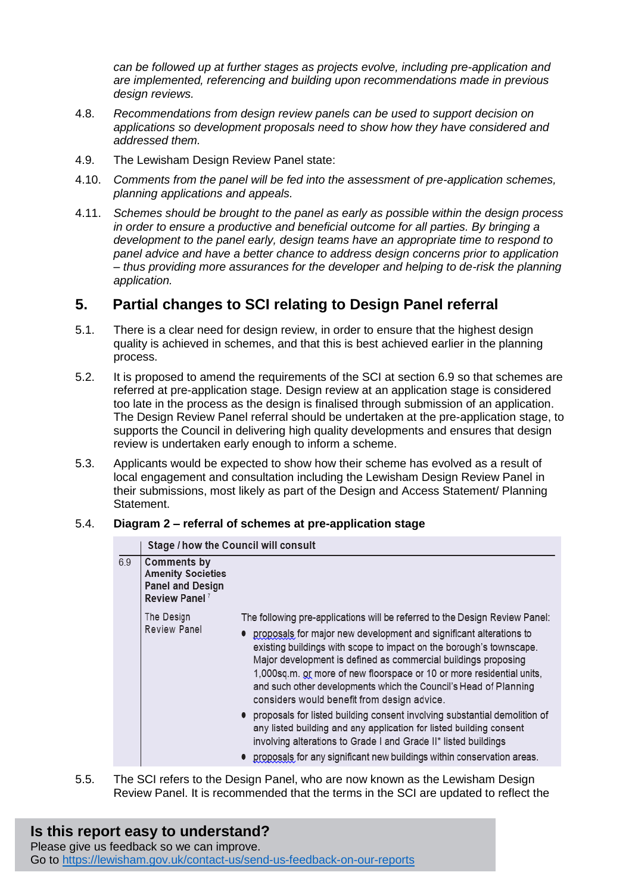*can be followed up at further stages as projects evolve, including pre-application and are implemented, referencing and building upon recommendations made in previous design reviews.*

4.8. *Recommendations from design review panels can be used to support decision on applications so development proposals need to show how they have considered and addressed them.*

4.9. The Lewisham Design Review Panel state:

4.10. *Comments from the panel will be fed into the assessment of pre-application schemes, planning applications and appeals.*

4.11. *Schemes should be brought to the panel as early as possible within the design process in order to ensure a productive and beneficial outcome for all parties. By bringing a development to the panel early, design teams have an appropriate time to respond to panel advice and have a better chance to address design concerns prior to application – thus providing more assurances for the developer and helping to de-risk the planning application.*

## 5. Partial changes to SCI relating to Design Panel referral

5.1. There is a clear need for design review, in order to ensure that the highest design quality is achieved in schemes, and that this is best achieved earlier in the planning process.

5.2. It is proposed to amend the requirements of the SCI at section 6.9 so that schemes are referred at pre-application stage. Design review at an application stage is considered too late in the process as the design is finalised through submission of an application. The Design Review Panel referral should be undertaken at the pre-application stage, to supports the Council in delivering high quality developments and ensures that design review is undertaken early enough to inform a scheme.

5.3. Applicants would be expected to show how their scheme has evolved as a result of local engagement and consultation including the Lewisham Design Review Panel in their submissions, most likely as part of the Design and Access Statement/ Planning Statement.

5.4. **Diagram 2 – referral of schemes at pre-application stage**

| | Stage / how the Council will consult | |
|---|---|---|
| 6.9 | **Comments by Amenity Societies Panel and Design Review Panel** [7] | |
| | The Design Review Panel | The following pre-applications will be referred to the Design Review Panel:<br>• proposals for major new development and significant alterations to existing buildings with scope to impact on the borough's townscape. Major development is defined as commercial buildings proposing 1,000sq.m. or more of new floorspace or 10 or more residential units, and such other developments which the Council's Head of Planning considers would benefit from design advice.<br>• proposals for listed building consent involving substantial demolition of any listed building and any application for listed building consent involving alterations to Grade I and Grade II* listed buildings<br>• proposals for any significant new buildings within conservation areas. |

5.5. The SCI refers to the Design Panel, who are now known as the Lewisham Design Review Panel. It is recommended that the terms in the SCI are updated to reflect the

**Is this report easy to understand?**
Please give us feedback so we can improve.
Go to https://lewisham.gov.uk/contact-us/send-us-feedback-on-our-reports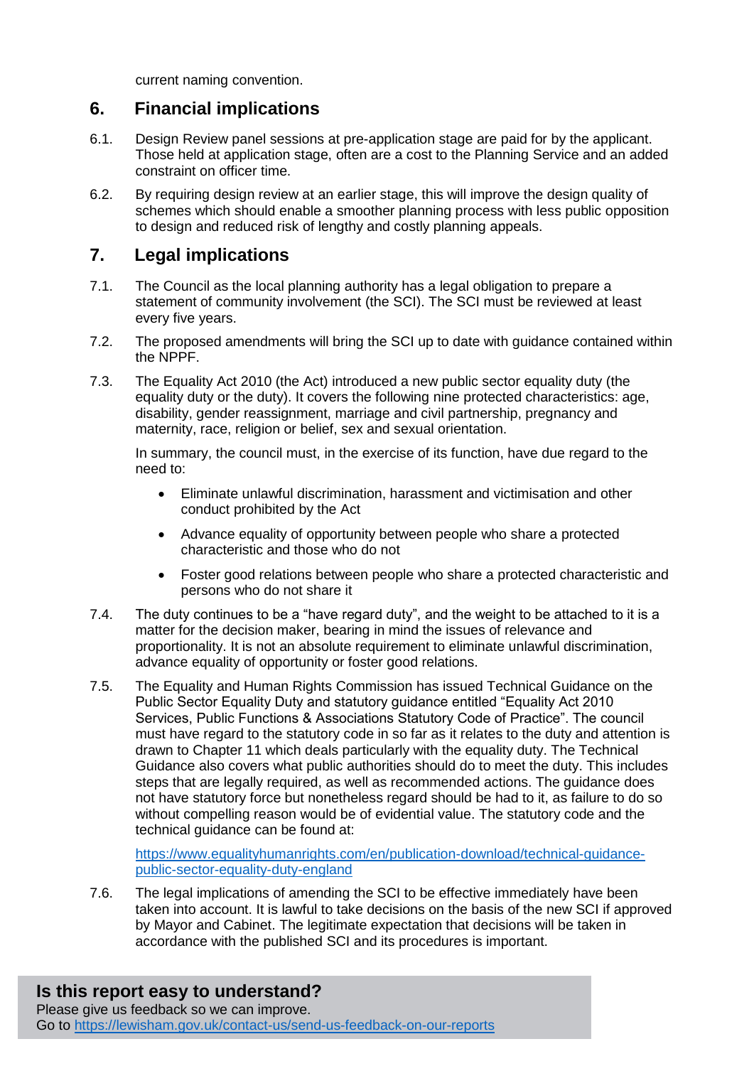current naming convention.

## 6. Financial implications

6.1. Design Review panel sessions at pre-application stage are paid for by the applicant. Those held at application stage, often are a cost to the Planning Service and an added constraint on officer time.

6.2. By requiring design review at an earlier stage, this will improve the design quality of schemes which should enable a smoother planning process with less public opposition to design and reduced risk of lengthy and costly planning appeals.

## 7. Legal implications

7.1. The Council as the local planning authority has a legal obligation to prepare a statement of community involvement (the SCI). The SCI must be reviewed at least every five years.

7.2. The proposed amendments will bring the SCI up to date with guidance contained within the NPPF.

7.3. The Equality Act 2010 (the Act) introduced a new public sector equality duty (the equality duty or the duty). It covers the following nine protected characteristics: age, disability, gender reassignment, marriage and civil partnership, pregnancy and maternity, race, religion or belief, sex and sexual orientation.

In summary, the council must, in the exercise of its function, have due regard to the need to:

- Eliminate unlawful discrimination, harassment and victimisation and other conduct prohibited by the Act
- Advance equality of opportunity between people who share a protected characteristic and those who do not
- Foster good relations between people who share a protected characteristic and persons who do not share it

7.4. The duty continues to be a "have regard duty", and the weight to be attached to it is a matter for the decision maker, bearing in mind the issues of relevance and proportionality. It is not an absolute requirement to eliminate unlawful discrimination, advance equality of opportunity or foster good relations.

7.5. The Equality and Human Rights Commission has issued Technical Guidance on the Public Sector Equality Duty and statutory guidance entitled "Equality Act 2010 Services, Public Functions & Associations Statutory Code of Practice". The council must have regard to the statutory code in so far as it relates to the duty and attention is drawn to Chapter 11 which deals particularly with the equality duty. The Technical Guidance also covers what public authorities should do to meet the duty. This includes steps that are legally required, as well as recommended actions. The guidance does not have statutory force but nonetheless regard should be had to it, as failure to do so without compelling reason would be of evidential value. The statutory code and the technical guidance can be found at:

[https://www.equalityhumanrights.com/en/publication-download/technical-guidance-public-sector-equality-duty-england](https://www.equalityhumanrights.com/en/publication-download/technical-guidance-public-sector-equality-duty-england)

7.6. The legal implications of amending the SCI to be effective immediately have been taken into account. It is lawful to take decisions on the basis of the new SCI if approved by Mayor and Cabinet. The legitimate expectation that decisions will be taken in accordance with the published SCI and its procedures is important.

**Is this report easy to understand?**
Please give us feedback so we can improve.
Go to [https://lewisham.gov.uk/contact-us/send-us-feedback-on-our-reports](https://lewisham.gov.uk/contact-us/send-us-feedback-on-our-reports)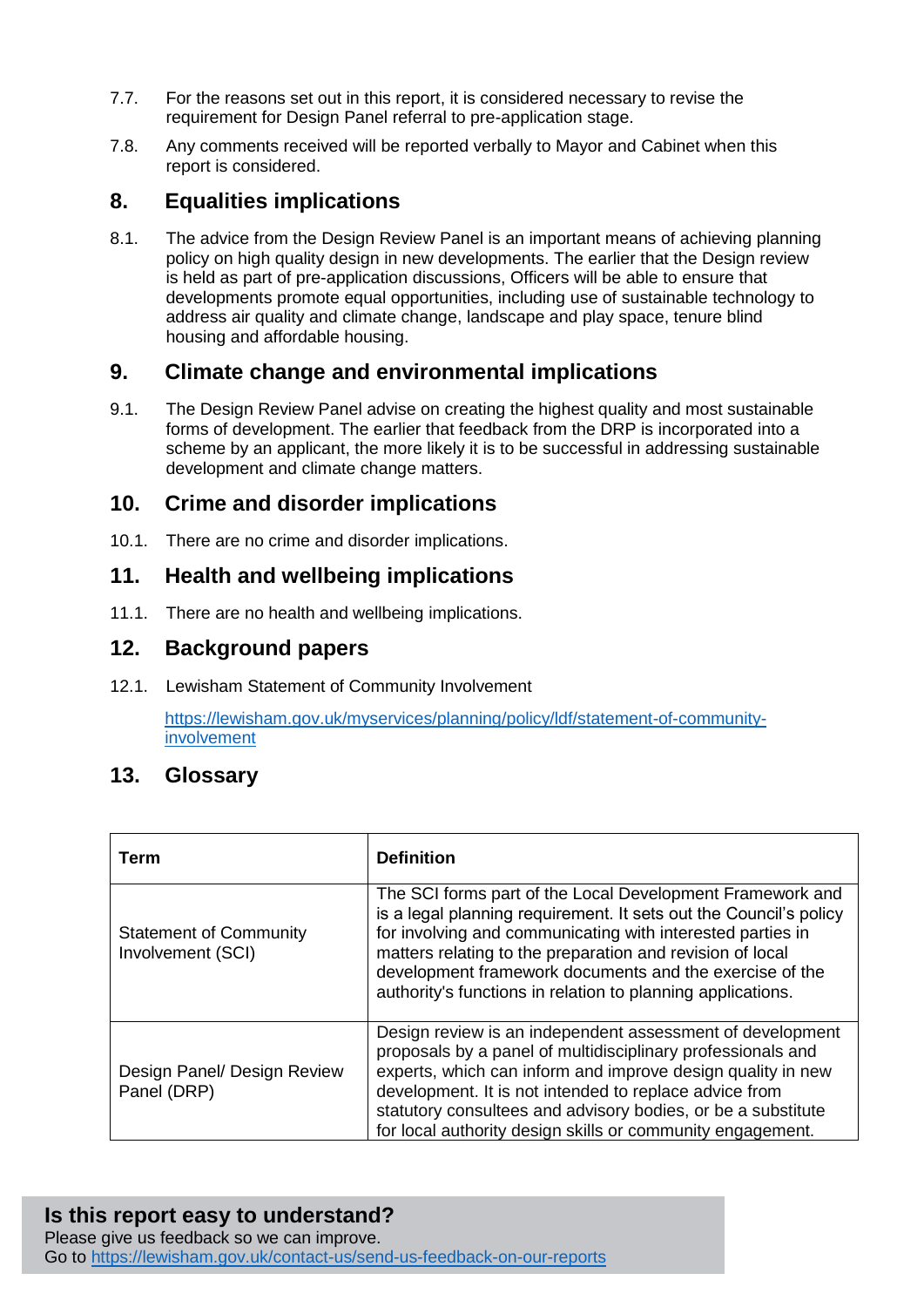7.7. For the reasons set out in this report, it is considered necessary to revise the requirement for Design Panel referral to pre-application stage.

7.8. Any comments received will be reported verbally to Mayor and Cabinet when this report is considered.

## 8. Equalities implications

8.1. The advice from the Design Review Panel is an important means of achieving planning policy on high quality design in new developments. The earlier that the Design review is held as part of pre-application discussions, Officers will be able to ensure that developments promote equal opportunities, including use of sustainable technology to address air quality and climate change, landscape and play space, tenure blind housing and affordable housing.

## 9. Climate change and environmental implications

9.1. The Design Review Panel advise on creating the highest quality and most sustainable forms of development. The earlier that feedback from the DRP is incorporated into a scheme by an applicant, the more likely it is to be successful in addressing sustainable development and climate change matters.

## 10. Crime and disorder implications

10.1. There are no crime and disorder implications.

## 11. Health and wellbeing implications

11.1. There are no health and wellbeing implications.

## 12. Background papers

12.1. Lewisham Statement of Community Involvement

[https://lewisham.gov.uk/myservices/planning/policy/ldf/statement-of-community-involvement](https://lewisham.gov.uk/myservices/planning/policy/ldf/statement-of-community-involvement)

## 13. Glossary

| Term | Definition |
|---|---|
| Statement of Community Involvement (SCI) | The SCI forms part of the Local Development Framework and is a legal planning requirement. It sets out the Council's policy for involving and communicating with interested parties in matters relating to the preparation and revision of local development framework documents and the exercise of the authority's functions in relation to planning applications. |
| Design Panel/ Design Review Panel (DRP) | Design review is an independent assessment of development proposals by a panel of multidisciplinary professionals and experts, which can inform and improve design quality in new development. It is not intended to replace advice from statutory consultees and advisory bodies, or be a substitute for local authority design skills or community engagement. |

**Is this report easy to understand?**

Please give us feedback so we can improve.
Go to [https://lewisham.gov.uk/contact-us/send-us-feedback-on-our-reports](https://lewisham.gov.uk/contact-us/send-us-feedback-on-our-reports)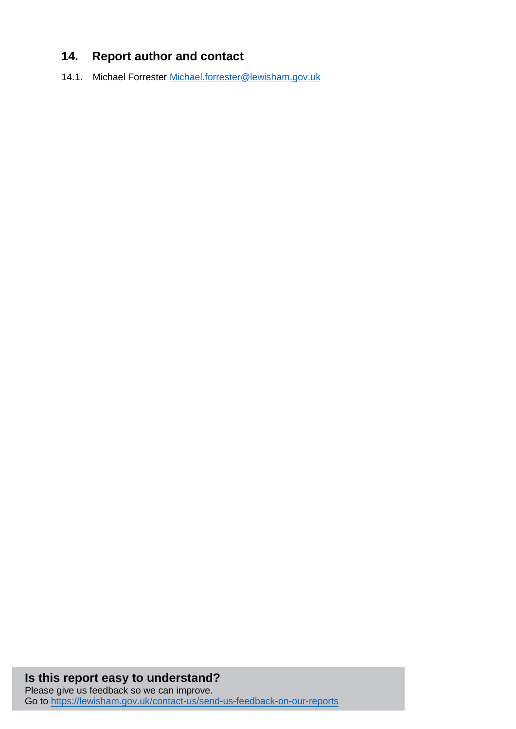## 14. Report author and contact

14.1. Michael Forrester Michael.forrester@lewisham.gov.uk

**Is this report easy to understand?**

Please give us feedback so we can improve.

Go to https://lewisham.gov.uk/contact-us/send-us-feedback-on-our-reports